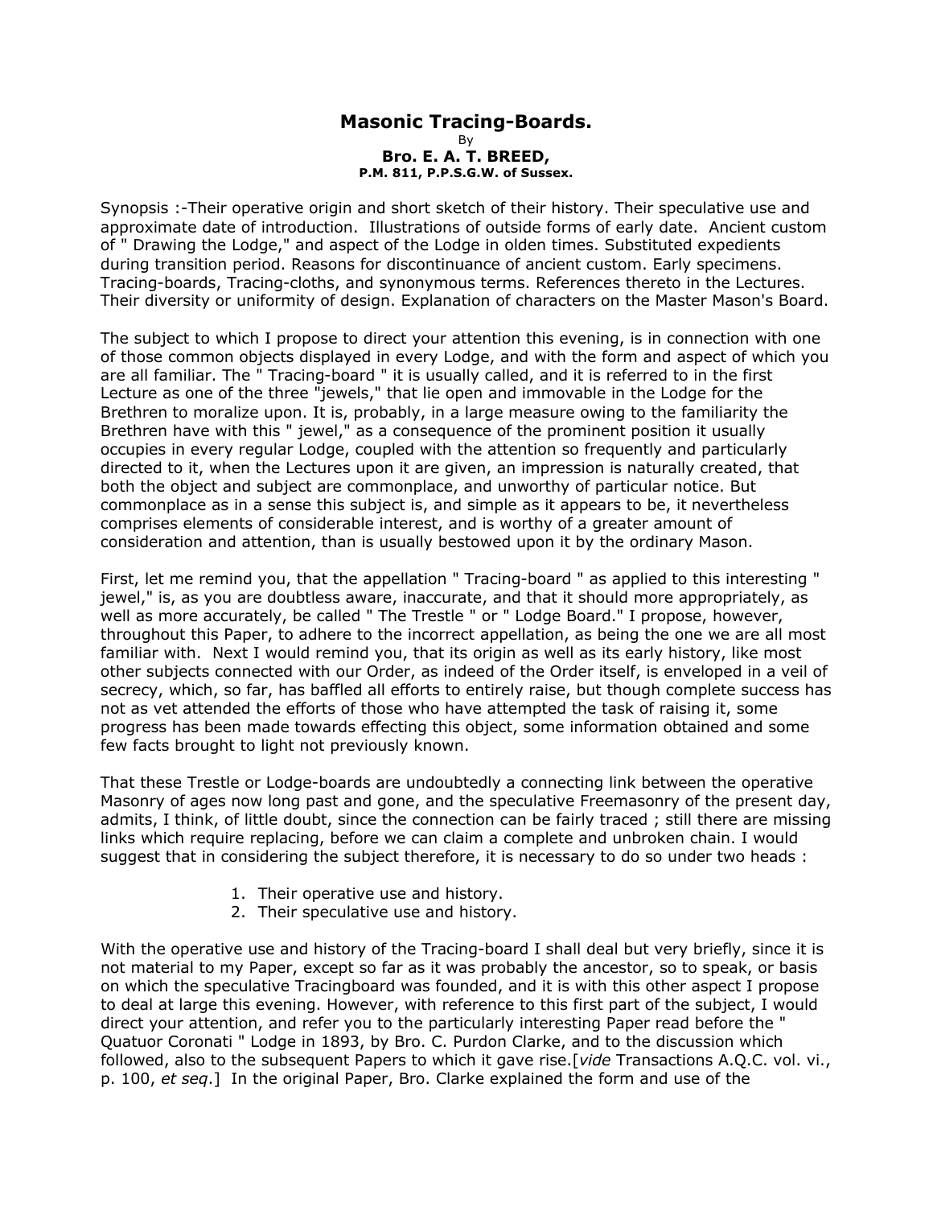# Masonic Tracing-Boards.

By

**Bro. E. A. T. BREED,**

**P.M. 811, P.P.S.G.W. of Sussex.**

Synopsis :-Their operative origin and short sketch of their history. Their speculative use and approximate date of introduction. Illustrations of outside forms of early date. Ancient custom of " Drawing the Lodge," and aspect of the Lodge in olden times. Substituted expedients during transition period. Reasons for discontinuance of ancient custom. Early specimens. Tracing-boards, Tracing-cloths, and synonymous terms. References thereto in the Lectures. Their diversity or uniformity of design. Explanation of characters on the Master Mason's Board.

The subject to which I propose to direct your attention this evening, is in connection with one of those common objects displayed in every Lodge, and with the form and aspect of which you are all familiar. The " Tracing-board " it is usually called, and it is referred to in the first Lecture as one of the three "jewels," that lie open and immovable in the Lodge for the Brethren to moralize upon. It is, probably, in a large measure owing to the familiarity the Brethren have with this " jewel," as a consequence of the prominent position it usually occupies in every regular Lodge, coupled with the attention so frequently and particularly directed to it, when the Lectures upon it are given, an impression is naturally created, that both the object and subject are commonplace, and unworthy of particular notice. But commonplace as in a sense this subject is, and simple as it appears to be, it nevertheless comprises elements of considerable interest, and is worthy of a greater amount of consideration and attention, than is usually bestowed upon it by the ordinary Mason.

First, let me remind you, that the appellation " Tracing-board " as applied to this interesting " jewel," is, as you are doubtless aware, inaccurate, and that it should more appropriately, as well as more accurately, be called " The Trestle " or " Lodge Board." I propose, however, throughout this Paper, to adhere to the incorrect appellation, as being the one we are all most familiar with. Next I would remind you, that its origin as well as its early history, like most other subjects connected with our Order, as indeed of the Order itself, is enveloped in a veil of secrecy, which, so far, has baffled all efforts to entirely raise, but though complete success has not as vet attended the efforts of those who have attempted the task of raising it, some progress has been made towards effecting this object, some information obtained and some few facts brought to light not previously known.

That these Trestle or Lodge-boards are undoubtedly a connecting link between the operative Masonry of ages now long past and gone, and the speculative Freemasonry of the present day, admits, I think, of little doubt, since the connection can be fairly traced ; still there are missing links which require replacing, before we can claim a complete and unbroken chain. I would suggest that in considering the subject therefore, it is necessary to do so under two heads :

1. Their operative use and history.
2. Their speculative use and history.

With the operative use and history of the Tracing-board I shall deal but very briefly, since it is not material to my Paper, except so far as it was probably the ancestor, so to speak, or basis on which the speculative Tracingboard was founded, and it is with this other aspect I propose to deal at large this evening. However, with reference to this first part of the subject, I would direct your attention, and refer you to the particularly interesting Paper read before the " Quatuor Coronati " Lodge in 1893, by Bro. C. Purdon Clarke, and to the discussion which followed, also to the subsequent Papers to which it gave rise.[*vide* Transactions A.Q.C. vol. vi., p. 100, *et seq*.] In the original Paper, Bro. Clarke explained the form and use of the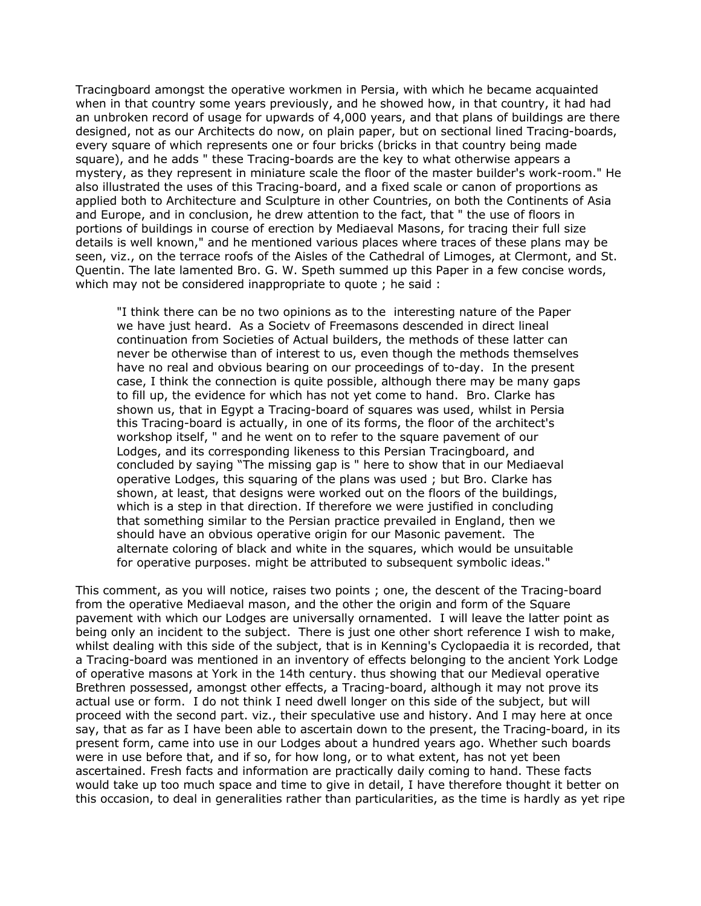Tracingboard amongst the operative workmen in Persia, with which he became acquainted when in that country some years previously, and he showed how, in that country, it had had an unbroken record of usage for upwards of 4,000 years, and that plans of buildings are there designed, not as our Architects do now, on plain paper, but on sectional lined Tracing-boards, every square of which represents one or four bricks (bricks in that country being made square), and he adds " these Tracing-boards are the key to what otherwise appears a mystery, as they represent in miniature scale the floor of the master builder's work-room." He also illustrated the uses of this Tracing-board, and a fixed scale or canon of proportions as applied both to Architecture and Sculpture in other Countries, on both the Continents of Asia and Europe, and in conclusion, he drew attention to the fact, that " the use of floors in portions of buildings in course of erection by Mediaeval Masons, for tracing their full size details is well known," and he mentioned various places where traces of these plans may be seen, viz., on the terrace roofs of the Aisles of the Cathedral of Limoges, at Clermont, and St. Quentin. The late lamented Bro. G. W. Speth summed up this Paper in a few concise words, which may not be considered inappropriate to quote ; he said :

> "I think there can be no two opinions as to the interesting nature of the Paper we have just heard. As a Societv of Freemasons descended in direct lineal continuation from Societies of Actual builders, the methods of these latter can never be otherwise than of interest to us, even though the methods themselves have no real and obvious bearing on our proceedings of to-day. In the present case, I think the connection is quite possible, although there may be many gaps to fill up, the evidence for which has not yet come to hand. Bro. Clarke has shown us, that in Egypt a Tracing-board of squares was used, whilst in Persia this Tracing-board is actually, in one of its forms, the floor of the architect's workshop itself, " and he went on to refer to the square pavement of our Lodges, and its corresponding likeness to this Persian Tracingboard, and concluded by saying "The missing gap is " here to show that in our Mediaeval operative Lodges, this squaring of the plans was used ; but Bro. Clarke has shown, at least, that designs were worked out on the floors of the buildings, which is a step in that direction. If therefore we were justified in concluding that something similar to the Persian practice prevailed in England, then we should have an obvious operative origin for our Masonic pavement. The alternate coloring of black and white in the squares, which would be unsuitable for operative purposes. might be attributed to subsequent symbolic ideas."

This comment, as you will notice, raises two points ; one, the descent of the Tracing-board from the operative Mediaeval mason, and the other the origin and form of the Square pavement with which our Lodges are universally ornamented. I will leave the latter point as being only an incident to the subject. There is just one other short reference I wish to make, whilst dealing with this side of the subject, that is in Kenning's Cyclopaedia it is recorded, that a Tracing-board was mentioned in an inventory of effects belonging to the ancient York Lodge of operative masons at York in the 14th century. thus showing that our Medieval operative Brethren possessed, amongst other effects, a Tracing-board, although it may not prove its actual use or form. I do not think I need dwell longer on this side of the subject, but will proceed with the second part. viz., their speculative use and history. And I may here at once say, that as far as I have been able to ascertain down to the present, the Tracing-board, in its present form, came into use in our Lodges about a hundred years ago. Whether such boards were in use before that, and if so, for how long, or to what extent, has not yet been ascertained. Fresh facts and information are practically daily coming to hand. These facts would take up too much space and time to give in detail, I have therefore thought it better on this occasion, to deal in generalities rather than particularities, as the time is hardly as yet ripe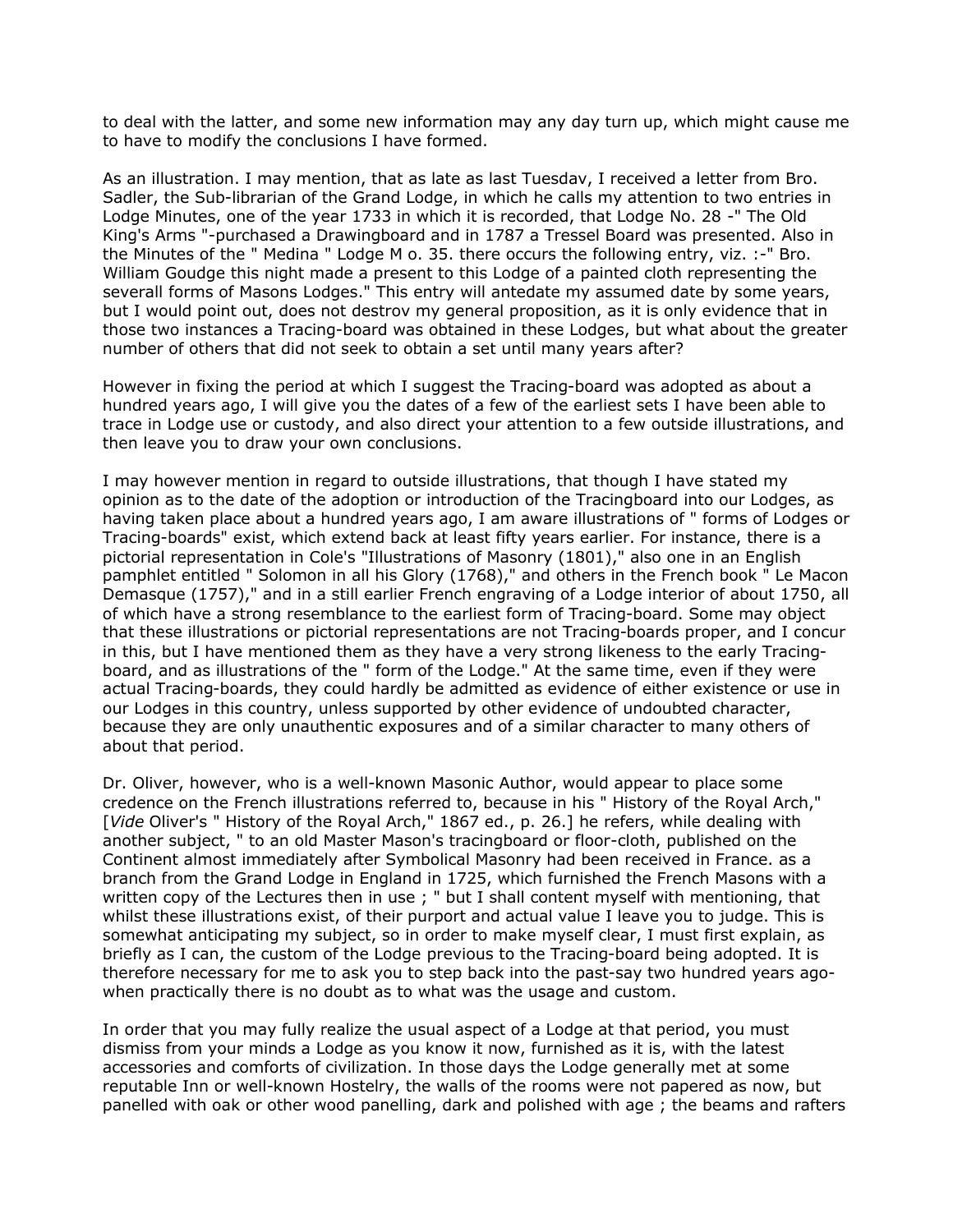to deal with the latter, and some new information may any day turn up, which might cause me to have to modify the conclusions I have formed.

As an illustration. I may mention, that as late as last Tuesdav, I received a letter from Bro. Sadler, the Sub-librarian of the Grand Lodge, in which he calls my attention to two entries in Lodge Minutes, one of the year 1733 in which it is recorded, that Lodge No. 28 -" The Old King's Arms "-purchased a Drawingboard and in 1787 a Tressel Board was presented. Also in the Minutes of the " Medina " Lodge M o. 35. there occurs the following entry, viz. :-" Bro. William Goudge this night made a present to this Lodge of a painted cloth representing the severall forms of Masons Lodges." This entry will antedate my assumed date by some years, but I would point out, does not destrov my general proposition, as it is only evidence that in those two instances a Tracing-board was obtained in these Lodges, but what about the greater number of others that did not seek to obtain a set until many years after?

However in fixing the period at which I suggest the Tracing-board was adopted as about a hundred years ago, I will give you the dates of a few of the earliest sets I have been able to trace in Lodge use or custody, and also direct your attention to a few outside illustrations, and then leave you to draw your own conclusions.

I may however mention in regard to outside illustrations, that though I have stated my opinion as to the date of the adoption or introduction of the Tracingboard into our Lodges, as having taken place about a hundred years ago, I am aware illustrations of " forms of Lodges or Tracing-boards" exist, which extend back at least fifty years earlier. For instance, there is a pictorial representation in Cole's "Illustrations of Masonry (1801)," also one in an English pamphlet entitled " Solomon in all his Glory (1768)," and others in the French book " Le Macon Demasque (1757)," and in a still earlier French engraving of a Lodge interior of about 1750, all of which have a strong resemblance to the earliest form of Tracing-board. Some may object that these illustrations or pictorial representations are not Tracing-boards proper, and I concur in this, but I have mentioned them as they have a very strong likeness to the early Tracing-board, and as illustrations of the " form of the Lodge." At the same time, even if they were actual Tracing-boards, they could hardly be admitted as evidence of either existence or use in our Lodges in this country, unless supported by other evidence of undoubted character, because they are only unauthentic exposures and of a similar character to many others of about that period.

Dr. Oliver, however, who is a well-known Masonic Author, would appear to place some credence on the French illustrations referred to, because in his " History of the Royal Arch," [*Vide* Oliver's " History of the Royal Arch," 1867 ed., p. 26.] he refers, while dealing with another subject, " to an old Master Mason's tracingboard or floor-cloth, published on the Continent almost immediately after Symbolical Masonry had been received in France. as a branch from the Grand Lodge in England in 1725, which furnished the French Masons with a written copy of the Lectures then in use ; " but I shall content myself with mentioning, that whilst these illustrations exist, of their purport and actual value I leave you to judge. This is somewhat anticipating my subject, so in order to make myself clear, I must first explain, as briefly as I can, the custom of the Lodge previous to the Tracing-board being adopted. It is therefore necessary for me to ask you to step back into the past-say two hundred years ago-when practically there is no doubt as to what was the usage and custom.

In order that you may fully realize the usual aspect of a Lodge at that period, you must dismiss from your minds a Lodge as you know it now, furnished as it is, with the latest accessories and comforts of civilization. In those days the Lodge generally met at some reputable Inn or well-known Hostelry, the walls of the rooms were not papered as now, but panelled with oak or other wood panelling, dark and polished with age ; the beams and rafters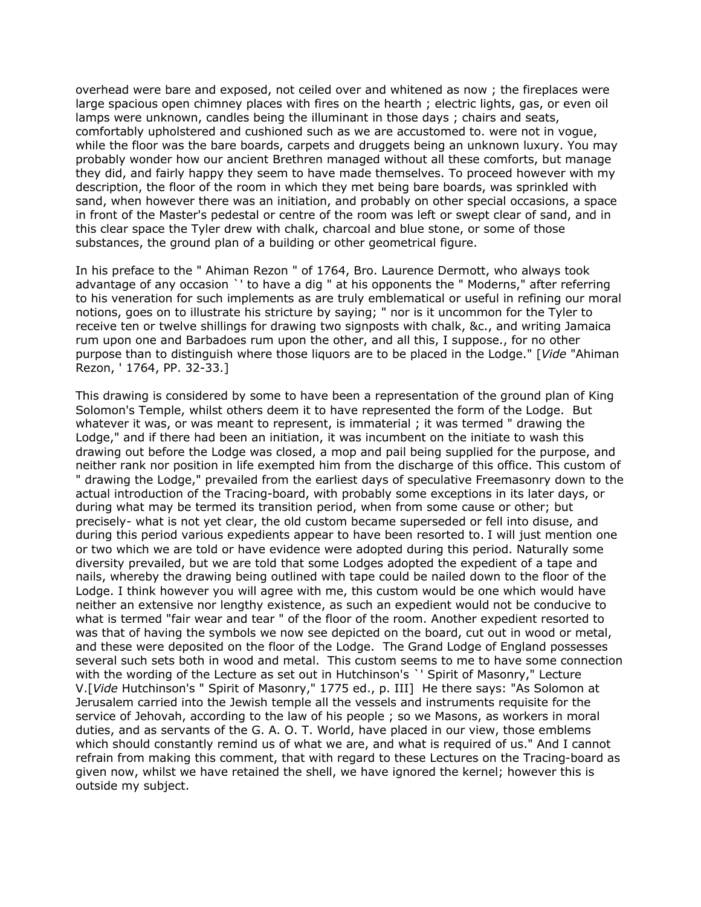overhead were bare and exposed, not ceiled over and whitened as now ; the fireplaces were large spacious open chimney places with fires on the hearth ; electric lights, gas, or even oil lamps were unknown, candles being the illuminant in those days ; chairs and seats, comfortably upholstered and cushioned such as we are accustomed to. were not in vogue, while the floor was the bare boards, carpets and druggets being an unknown luxury. You may probably wonder how our ancient Brethren managed without all these comforts, but manage they did, and fairly happy they seem to have made themselves. To proceed however with my description, the floor of the room in which they met being bare boards, was sprinkled with sand, when however there was an initiation, and probably on other special occasions, a space in front of the Master's pedestal or centre of the room was left or swept clear of sand, and in this clear space the Tyler drew with chalk, charcoal and blue stone, or some of those substances, the ground plan of a building or other geometrical figure.

In his preface to the " Ahiman Rezon " of 1764, Bro. Laurence Dermott, who always took advantage of any occasion `' to have a dig " at his opponents the " Moderns," after referring to his veneration for such implements as are truly emblematical or useful in refining our moral notions, goes on to illustrate his stricture by saying; " nor is it uncommon for the Tyler to receive ten or twelve shillings for drawing two signposts with chalk, &c., and writing Jamaica rum upon one and Barbadoes rum upon the other, and all this, I suppose., for no other purpose than to distinguish where those liquors are to be placed in the Lodge." [*Vide* "Ahiman Rezon, ' 1764, PP. 32-33.]

This drawing is considered by some to have been a representation of the ground plan of King Solomon's Temple, whilst others deem it to have represented the form of the Lodge. But whatever it was, or was meant to represent, is immaterial ; it was termed " drawing the Lodge," and if there had been an initiation, it was incumbent on the initiate to wash this drawing out before the Lodge was closed, a mop and pail being supplied for the purpose, and neither rank nor position in life exempted him from the discharge of this office. This custom of " drawing the Lodge," prevailed from the earliest days of speculative Freemasonry down to the actual introduction of the Tracing-board, with probably some exceptions in its later days, or during what may be termed its transition period, when from some cause or other; but precisely- what is not yet clear, the old custom became superseded or fell into disuse, and during this period various expedients appear to have been resorted to. I will just mention one or two which we are told or have evidence were adopted during this period. Naturally some diversity prevailed, but we are told that some Lodges adopted the expedient of a tape and nails, whereby the drawing being outlined with tape could be nailed down to the floor of the Lodge. I think however you will agree with me, this custom would be one which would have neither an extensive nor lengthy existence, as such an expedient would not be conducive to what is termed "fair wear and tear " of the floor of the room. Another expedient resorted to was that of having the symbols we now see depicted on the board, cut out in wood or metal, and these were deposited on the floor of the Lodge. The Grand Lodge of England possesses several such sets both in wood and metal. This custom seems to me to have some connection with the wording of the Lecture as set out in Hutchinson's `' Spirit of Masonry," Lecture V.[*Vide* Hutchinson's " Spirit of Masonry," 1775 ed., p. III] He there says: "As Solomon at Jerusalem carried into the Jewish temple all the vessels and instruments requisite for the service of Jehovah, according to the law of his people ; so we Masons, as workers in moral duties, and as servants of the G. A. O. T. World, have placed in our view, those emblems which should constantly remind us of what we are, and what is required of us." And I cannot refrain from making this comment, that with regard to these Lectures on the Tracing-board as given now, whilst we have retained the shell, we have ignored the kernel; however this is outside my subject.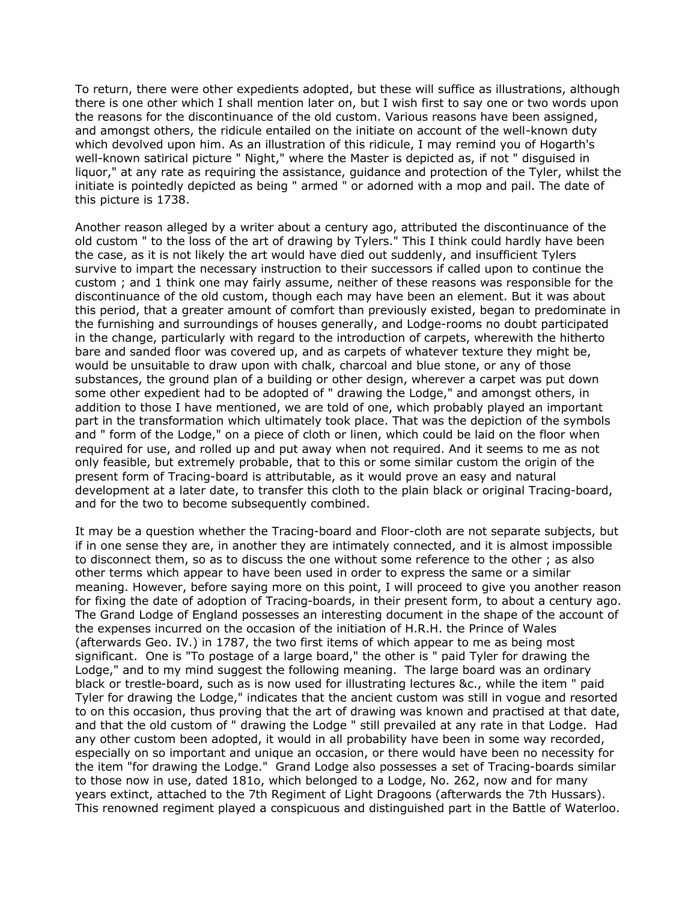To return, there were other expedients adopted, but these will suffice as illustrations, although there is one other which I shall mention later on, but I wish first to say one or two words upon the reasons for the discontinuance of the old custom. Various reasons have been assigned, and amongst others, the ridicule entailed on the initiate on account of the well-known duty which devolved upon him. As an illustration of this ridicule, I may remind you of Hogarth's well-known satirical picture " Night," where the Master is depicted as, if not " disguised in liquor," at any rate as requiring the assistance, guidance and protection of the Tyler, whilst the initiate is pointedly depicted as being " armed " or adorned with a mop and pail. The date of this picture is 1738.

Another reason alleged by a writer about a century ago, attributed the discontinuance of the old custom " to the loss of the art of drawing by Tylers." This I think could hardly have been the case, as it is not likely the art would have died out suddenly, and insufficient Tylers survive to impart the necessary instruction to their successors if called upon to continue the custom ; and 1 think one may fairly assume, neither of these reasons was responsible for the discontinuance of the old custom, though each may have been an element. But it was about this period, that a greater amount of comfort than previously existed, began to predominate in the furnishing and surroundings of houses generally, and Lodge-rooms no doubt participated in the change, particularly with regard to the introduction of carpets, wherewith the hitherto bare and sanded floor was covered up, and as carpets of whatever texture they might be, would be unsuitable to draw upon with chalk, charcoal and blue stone, or any of those substances, the ground plan of a building or other design, wherever a carpet was put down some other expedient had to be adopted of " drawing the Lodge," and amongst others, in addition to those I have mentioned, we are told of one, which probably played an important part in the transformation which ultimately took place. That was the depiction of the symbols and " form of the Lodge," on a piece of cloth or linen, which could be laid on the floor when required for use, and rolled up and put away when not required. And it seems to me as not only feasible, but extremely probable, that to this or some similar custom the origin of the present form of Tracing-board is attributable, as it would prove an easy and natural development at a later date, to transfer this cloth to the plain black or original Tracing-board, and for the two to become subsequently combined.

It may be a question whether the Tracing-board and Floor-cloth are not separate subjects, but if in one sense they are, in another they are intimately connected, and it is almost impossible to disconnect them, so as to discuss the one without some reference to the other ; as also other terms which appear to have been used in order to express the same or a similar meaning. However, before saying more on this point, I will proceed to give you another reason for fixing the date of adoption of Tracing-boards, in their present form, to about a century ago. The Grand Lodge of England possesses an interesting document in the shape of the account of the expenses incurred on the occasion of the initiation of H.R.H. the Prince of Wales (afterwards Geo. IV.) in 1787, the two first items of which appear to me as being most significant. One is "To postage of a large board," the other is " paid Tyler for drawing the Lodge," and to my mind suggest the following meaning. The large board was an ordinary black or trestle-board, such as is now used for illustrating lectures &c., while the item " paid Tyler for drawing the Lodge," indicates that the ancient custom was still in vogue and resorted to on this occasion, thus proving that the art of drawing was known and practised at that date, and that the old custom of " drawing the Lodge " still prevailed at any rate in that Lodge. Had any other custom been adopted, it would in all probability have been in some way recorded, especially on so important and unique an occasion, or there would have been no necessity for the item "for drawing the Lodge." Grand Lodge also possesses a set of Tracing-boards similar to those now in use, dated 181o, which belonged to a Lodge, No. 262, now and for many years extinct, attached to the 7th Regiment of Light Dragoons (afterwards the 7th Hussars). This renowned regiment played a conspicuous and distinguished part in the Battle of Waterloo.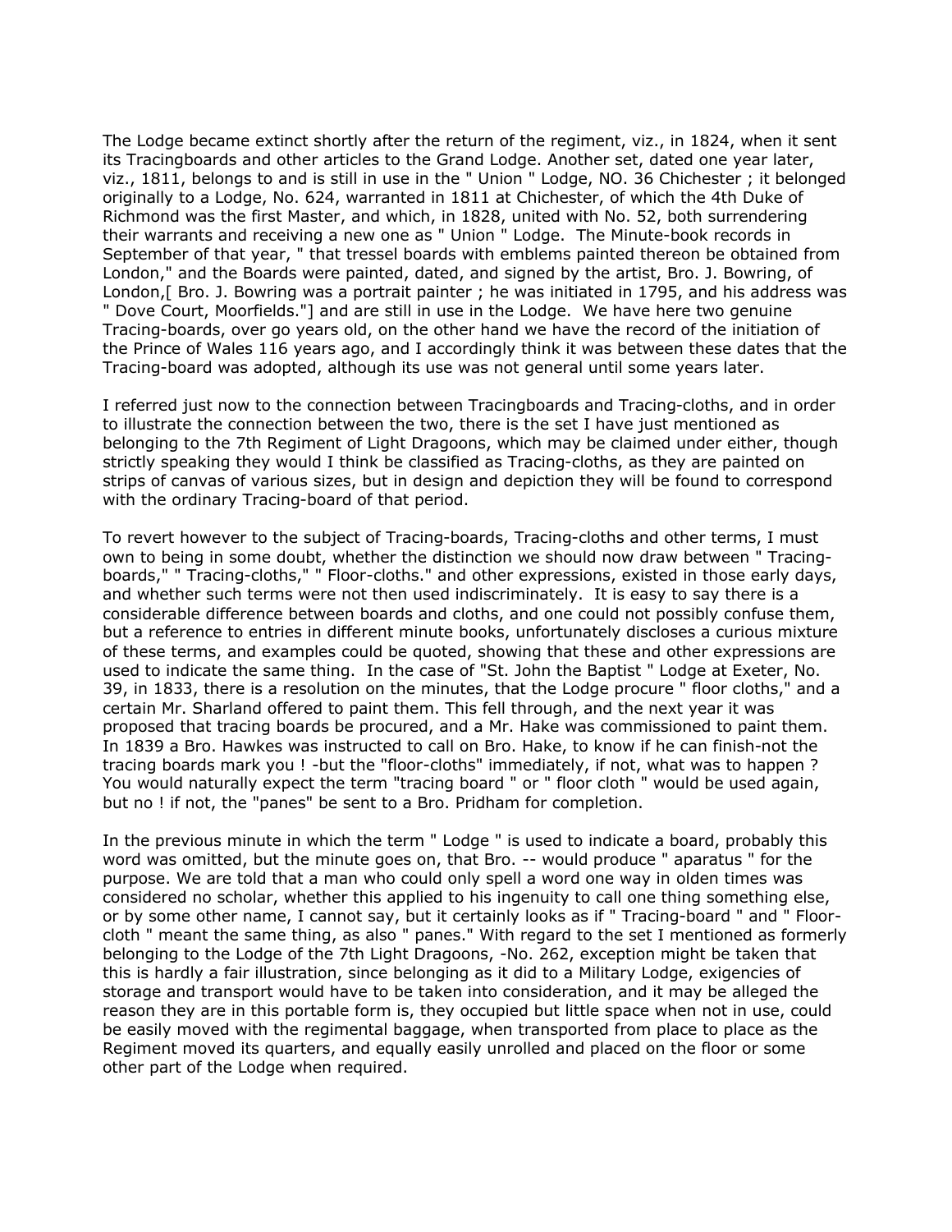The Lodge became extinct shortly after the return of the regiment, viz., in 1824, when it sent its Tracingboards and other articles to the Grand Lodge. Another set, dated one year later, viz., 1811, belongs to and is still in use in the " Union " Lodge, NO. 36 Chichester ; it belonged originally to a Lodge, No. 624, warranted in 1811 at Chichester, of which the 4th Duke of Richmond was the first Master, and which, in 1828, united with No. 52, both surrendering their warrants and receiving a new one as " Union " Lodge. The Minute-book records in September of that year, " that tressel boards with emblems painted thereon be obtained from London," and the Boards were painted, dated, and signed by the artist, Bro. J. Bowring, of London,[ Bro. J. Bowring was a portrait painter ; he was initiated in 1795, and his address was " Dove Court, Moorfields."] and are still in use in the Lodge. We have here two genuine Tracing-boards, over go years old, on the other hand we have the record of the initiation of the Prince of Wales 116 years ago, and I accordingly think it was between these dates that the Tracing-board was adopted, although its use was not general until some years later.

I referred just now to the connection between Tracingboards and Tracing-cloths, and in order to illustrate the connection between the two, there is the set I have just mentioned as belonging to the 7th Regiment of Light Dragoons, which may be claimed under either, though strictly speaking they would I think be classified as Tracing-cloths, as they are painted on strips of canvas of various sizes, but in design and depiction they will be found to correspond with the ordinary Tracing-board of that period.

To revert however to the subject of Tracing-boards, Tracing-cloths and other terms, I must own to being in some doubt, whether the distinction we should now draw between " Tracing-boards," " Tracing-cloths," " Floor-cloths." and other expressions, existed in those early days, and whether such terms were not then used indiscriminately. It is easy to say there is a considerable difference between boards and cloths, and one could not possibly confuse them, but a reference to entries in different minute books, unfortunately discloses a curious mixture of these terms, and examples could be quoted, showing that these and other expressions are used to indicate the same thing. In the case of "St. John the Baptist " Lodge at Exeter, No. 39, in 1833, there is a resolution on the minutes, that the Lodge procure " floor cloths," and a certain Mr. Sharland offered to paint them. This fell through, and the next year it was proposed that tracing boards be procured, and a Mr. Hake was commissioned to paint them. In 1839 a Bro. Hawkes was instructed to call on Bro. Hake, to know if he can finish-not the tracing boards mark you ! -but the "floor-cloths" immediately, if not, what was to happen ? You would naturally expect the term "tracing board " or " floor cloth " would be used again, but no ! if not, the "panes" be sent to a Bro. Pridham for completion.

In the previous minute in which the term " Lodge " is used to indicate a board, probably this word was omitted, but the minute goes on, that Bro. -- would produce " aparatus " for the purpose. We are told that a man who could only spell a word one way in olden times was considered no scholar, whether this applied to his ingenuity to call one thing something else, or by some other name, I cannot say, but it certainly looks as if " Tracing-board " and " Floor-cloth " meant the same thing, as also " panes." With regard to the set I mentioned as formerly belonging to the Lodge of the 7th Light Dragoons, -No. 262, exception might be taken that this is hardly a fair illustration, since belonging as it did to a Military Lodge, exigencies of storage and transport would have to be taken into consideration, and it may be alleged the reason they are in this portable form is, they occupied but little space when not in use, could be easily moved with the regimental baggage, when transported from place to place as the Regiment moved its quarters, and equally easily unrolled and placed on the floor or some other part of the Lodge when required.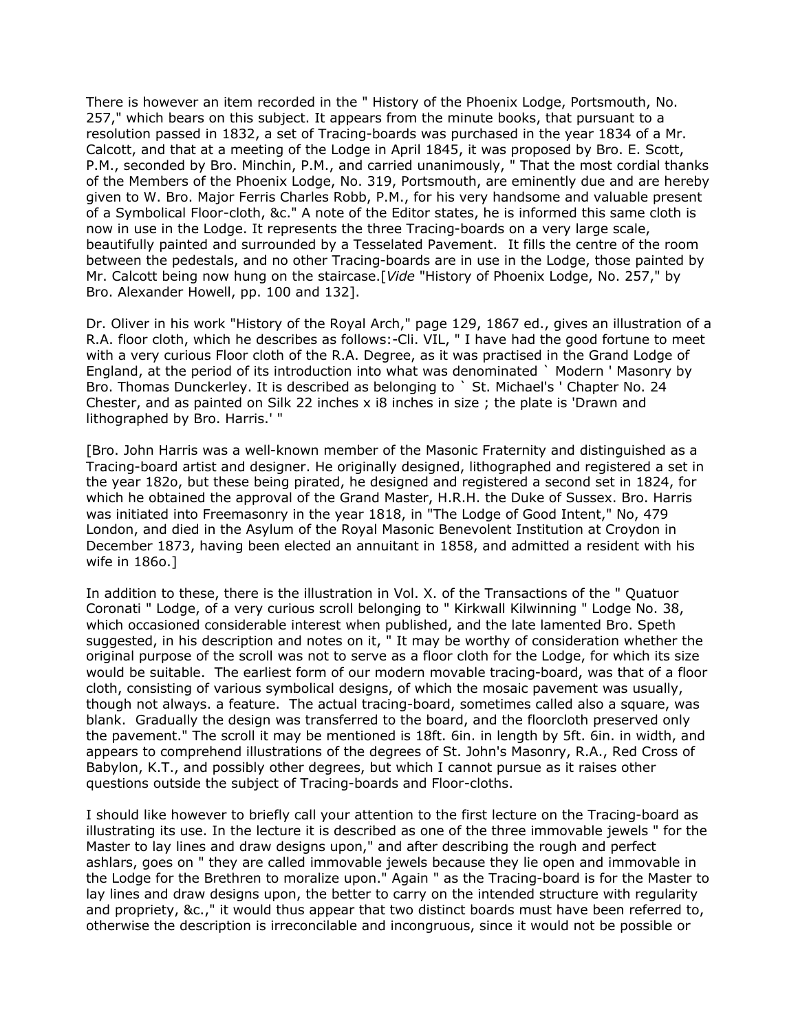There is however an item recorded in the " History of the Phoenix Lodge, Portsmouth, No. 257," which bears on this subject. It appears from the minute books, that pursuant to a resolution passed in 1832, a set of Tracing-boards was purchased in the year 1834 of a Mr. Calcott, and that at a meeting of the Lodge in April 1845, it was proposed by Bro. E. Scott, P.M., seconded by Bro. Minchin, P.M., and carried unanimously, " That the most cordial thanks of the Members of the Phoenix Lodge, No. 319, Portsmouth, are eminently due and are hereby given to W. Bro. Major Ferris Charles Robb, P.M., for his very handsome and valuable present of a Symbolical Floor-cloth, &c." A note of the Editor states, he is informed this same cloth is now in use in the Lodge. It represents the three Tracing-boards on a very large scale, beautifully painted and surrounded by a Tesselated Pavement. It fills the centre of the room between the pedestals, and no other Tracing-boards are in use in the Lodge, those painted by Mr. Calcott being now hung on the staircase.[*Vide* "History of Phoenix Lodge, No. 257," by Bro. Alexander Howell, pp. 100 and 132].

Dr. Oliver in his work "History of the Royal Arch," page 129, 1867 ed., gives an illustration of a R.A. floor cloth, which he describes as follows:-Cli. VIL, " I have had the good fortune to meet with a very curious Floor cloth of the R.A. Degree, as it was practised in the Grand Lodge of England, at the period of its introduction into what was denominated ` Modern ' Masonry by Bro. Thomas Dunckerley. It is described as belonging to ` St. Michael's ' Chapter No. 24 Chester, and as painted on Silk 22 inches x i8 inches in size ; the plate is 'Drawn and lithographed by Bro. Harris.' "

[Bro. John Harris was a well-known member of the Masonic Fraternity and distinguished as a Tracing-board artist and designer. He originally designed, lithographed and registered a set in the year 182o, but these being pirated, he designed and registered a second set in 1824, for which he obtained the approval of the Grand Master, H.R.H. the Duke of Sussex. Bro. Harris was initiated into Freemasonry in the year 1818, in "The Lodge of Good Intent," No, 479 London, and died in the Asylum of the Royal Masonic Benevolent Institution at Croydon in December 1873, having been elected an annuitant in 1858, and admitted a resident with his wife in 186o.]

In addition to these, there is the illustration in Vol. X. of the Transactions of the " Quatuor Coronati " Lodge, of a very curious scroll belonging to " Kirkwall Kilwinning " Lodge No. 38, which occasioned considerable interest when published, and the late lamented Bro. Speth suggested, in his description and notes on it, " It may be worthy of consideration whether the original purpose of the scroll was not to serve as a floor cloth for the Lodge, for which its size would be suitable. The earliest form of our modern movable tracing-board, was that of a floor cloth, consisting of various symbolical designs, of which the mosaic pavement was usually, though not always. a feature. The actual tracing-board, sometimes called also a square, was blank. Gradually the design was transferred to the board, and the floorcloth preserved only the pavement." The scroll it may be mentioned is 18ft. 6in. in length by 5ft. 6in. in width, and appears to comprehend illustrations of the degrees of St. John's Masonry, R.A., Red Cross of Babylon, K.T., and possibly other degrees, but which I cannot pursue as it raises other questions outside the subject of Tracing-boards and Floor-cloths.

I should like however to briefly call your attention to the first lecture on the Tracing-board as illustrating its use. In the lecture it is described as one of the three immovable jewels " for the Master to lay lines and draw designs upon," and after describing the rough and perfect ashlars, goes on " they are called immovable jewels because they lie open and immovable in the Lodge for the Brethren to moralize upon." Again " as the Tracing-board is for the Master to lay lines and draw designs upon, the better to carry on the intended structure with regularity and propriety, &c.," it would thus appear that two distinct boards must have been referred to, otherwise the description is irreconcilable and incongruous, since it would not be possible or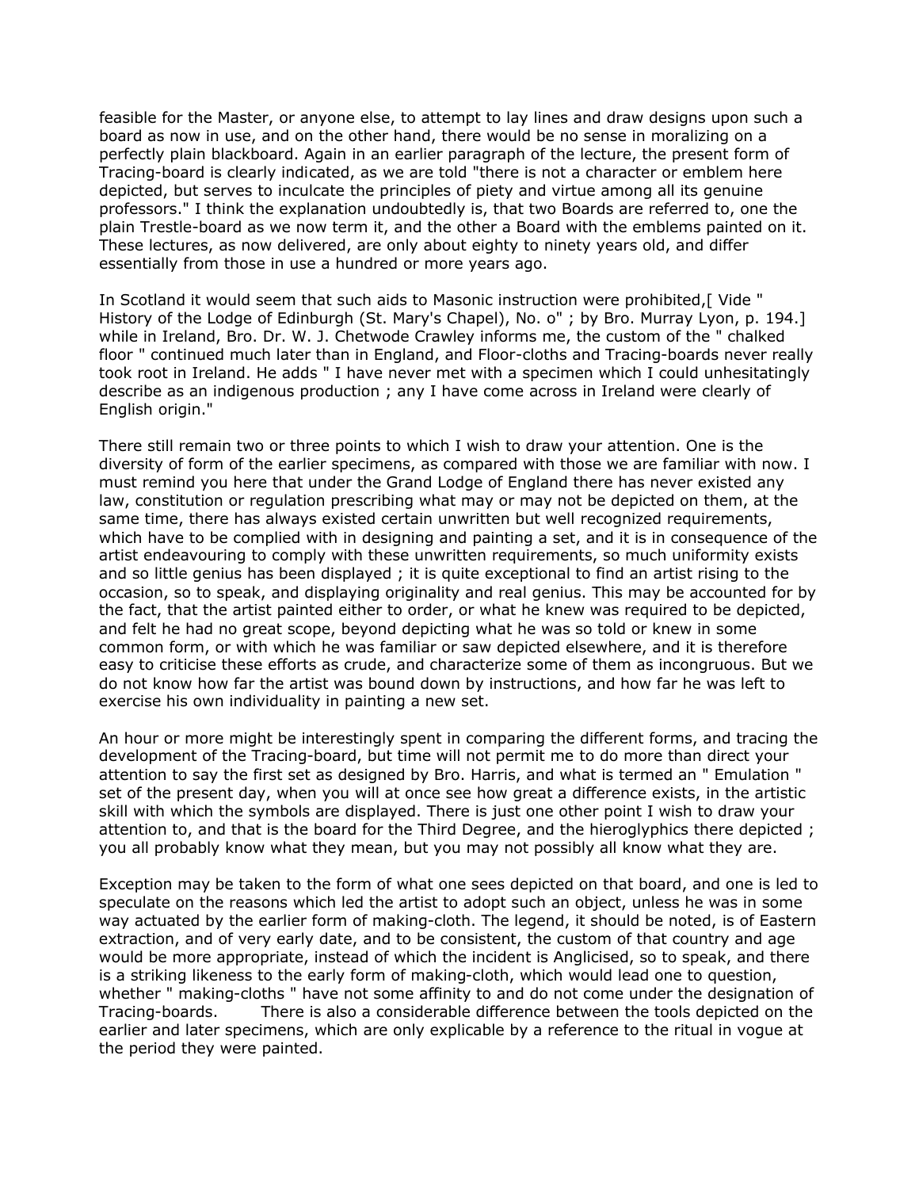feasible for the Master, or anyone else, to attempt to lay lines and draw designs upon such a board as now in use, and on the other hand, there would be no sense in moralizing on a perfectly plain blackboard. Again in an earlier paragraph of the lecture, the present form of Tracing-board is clearly indicated, as we are told "there is not a character or emblem here depicted, but serves to inculcate the principles of piety and virtue among all its genuine professors." I think the explanation undoubtedly is, that two Boards are referred to, one the plain Trestle-board as we now term it, and the other a Board with the emblems painted on it. These lectures, as now delivered, are only about eighty to ninety years old, and differ essentially from those in use a hundred or more years ago.

In Scotland it would seem that such aids to Masonic instruction were prohibited,[ Vide " History of the Lodge of Edinburgh (St. Mary's Chapel), No. o" ; by Bro. Murray Lyon, p. 194.] while in Ireland, Bro. Dr. W. J. Chetwode Crawley informs me, the custom of the " chalked floor " continued much later than in England, and Floor-cloths and Tracing-boards never really took root in Ireland. He adds " I have never met with a specimen which I could unhesitatingly describe as an indigenous production ; any I have come across in Ireland were clearly of English origin."

There still remain two or three points to which I wish to draw your attention. One is the diversity of form of the earlier specimens, as compared with those we are familiar with now. I must remind you here that under the Grand Lodge of England there has never existed any law, constitution or regulation prescribing what may or may not be depicted on them, at the same time, there has always existed certain unwritten but well recognized requirements, which have to be complied with in designing and painting a set, and it is in consequence of the artist endeavouring to comply with these unwritten requirements, so much uniformity exists and so little genius has been displayed ; it is quite exceptional to find an artist rising to the occasion, so to speak, and displaying originality and real genius. This may be accounted for by the fact, that the artist painted either to order, or what he knew was required to be depicted, and felt he had no great scope, beyond depicting what he was so told or knew in some common form, or with which he was familiar or saw depicted elsewhere, and it is therefore easy to criticise these efforts as crude, and characterize some of them as incongruous. But we do not know how far the artist was bound down by instructions, and how far he was left to exercise his own individuality in painting a new set.

An hour or more might be interestingly spent in comparing the different forms, and tracing the development of the Tracing-board, but time will not permit me to do more than direct your attention to say the first set as designed by Bro. Harris, and what is termed an " Emulation " set of the present day, when you will at once see how great a difference exists, in the artistic skill with which the symbols are displayed. There is just one other point I wish to draw your attention to, and that is the board for the Third Degree, and the hieroglyphics there depicted ; you all probably know what they mean, but you may not possibly all know what they are.

Exception may be taken to the form of what one sees depicted on that board, and one is led to speculate on the reasons which led the artist to adopt such an object, unless he was in some way actuated by the earlier form of making-cloth. The legend, it should be noted, is of Eastern extraction, and of very early date, and to be consistent, the custom of that country and age would be more appropriate, instead of which the incident is Anglicised, so to speak, and there is a striking likeness to the early form of making-cloth, which would lead one to question, whether " making-cloths " have not some affinity to and do not come under the designation of Tracing-boards. There is also a considerable difference between the tools depicted on the earlier and later specimens, which are only explicable by a reference to the ritual in vogue at the period they were painted.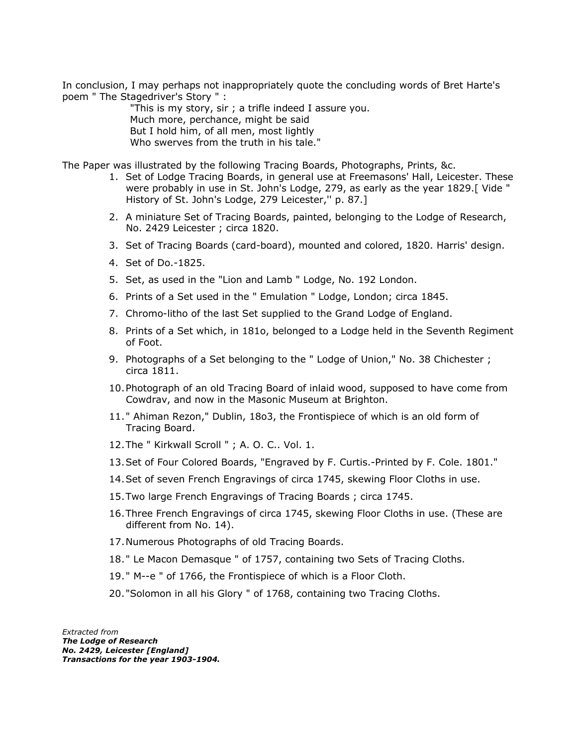In conclusion, I may perhaps not inappropriately quote the concluding words of Bret Harte's poem " The Stagedriver's Story " :

> "This is my story, sir ; a trifle indeed I assure you.
> Much more, perchance, might be said
> But I hold him, of all men, most lightly
> Who swerves from the truth in his tale."

The Paper was illustrated by the following Tracing Boards, Photographs, Prints, &c.

1. Set of Lodge Tracing Boards, in general use at Freemasons' Hall, Leicester. These were probably in use in St. John's Lodge, 279, as early as the year 1829.[ Vide " History of St. John's Lodge, 279 Leicester,'' p. 87.]
2. A miniature Set of Tracing Boards, painted, belonging to the Lodge of Research, No. 2429 Leicester ; circa 1820.
3. Set of Tracing Boards (card-board), mounted and colored, 1820. Harris' design.
4. Set of Do.-1825.
5. Set, as used in the "Lion and Lamb " Lodge, No. 192 London.
6. Prints of a Set used in the " Emulation " Lodge, London; circa 1845.
7. Chromo-litho of the last Set supplied to the Grand Lodge of England.
8. Prints of a Set which, in 181o, belonged to a Lodge held in the Seventh Regiment of Foot.
9. Photographs of a Set belonging to the " Lodge of Union," No. 38 Chichester ; circa 1811.
10. Photograph of an old Tracing Board of inlaid wood, supposed to have come from Cowdrav, and now in the Masonic Museum at Brighton.
11. " Ahiman Rezon," Dublin, 18o3, the Frontispiece of which is an old form of Tracing Board.
12. The " Kirkwall Scroll " ; A. O. C.. Vol. 1.
13. Set of Four Colored Boards, "Engraved by F. Curtis.-Printed by F. Cole. 1801."
14. Set of seven French Engravings of circa 1745, skewing Floor Cloths in use.
15. Two large French Engravings of Tracing Boards ; circa 1745.
16. Three French Engravings of circa 1745, skewing Floor Cloths in use. (These are different from No. 14).
17. Numerous Photographs of old Tracing Boards.
18. " Le Macon Demasque " of 1757, containing two Sets of Tracing Cloths.
19. " M--e " of 1766, the Frontispiece of which is a Floor Cloth.
20. "Solomon in all his Glory " of 1768, containing two Tracing Cloths.

*Extracted from*
***The Lodge of Research***
***No. 2429, Leicester [England]***
***Transactions for the year 1903-1904.***